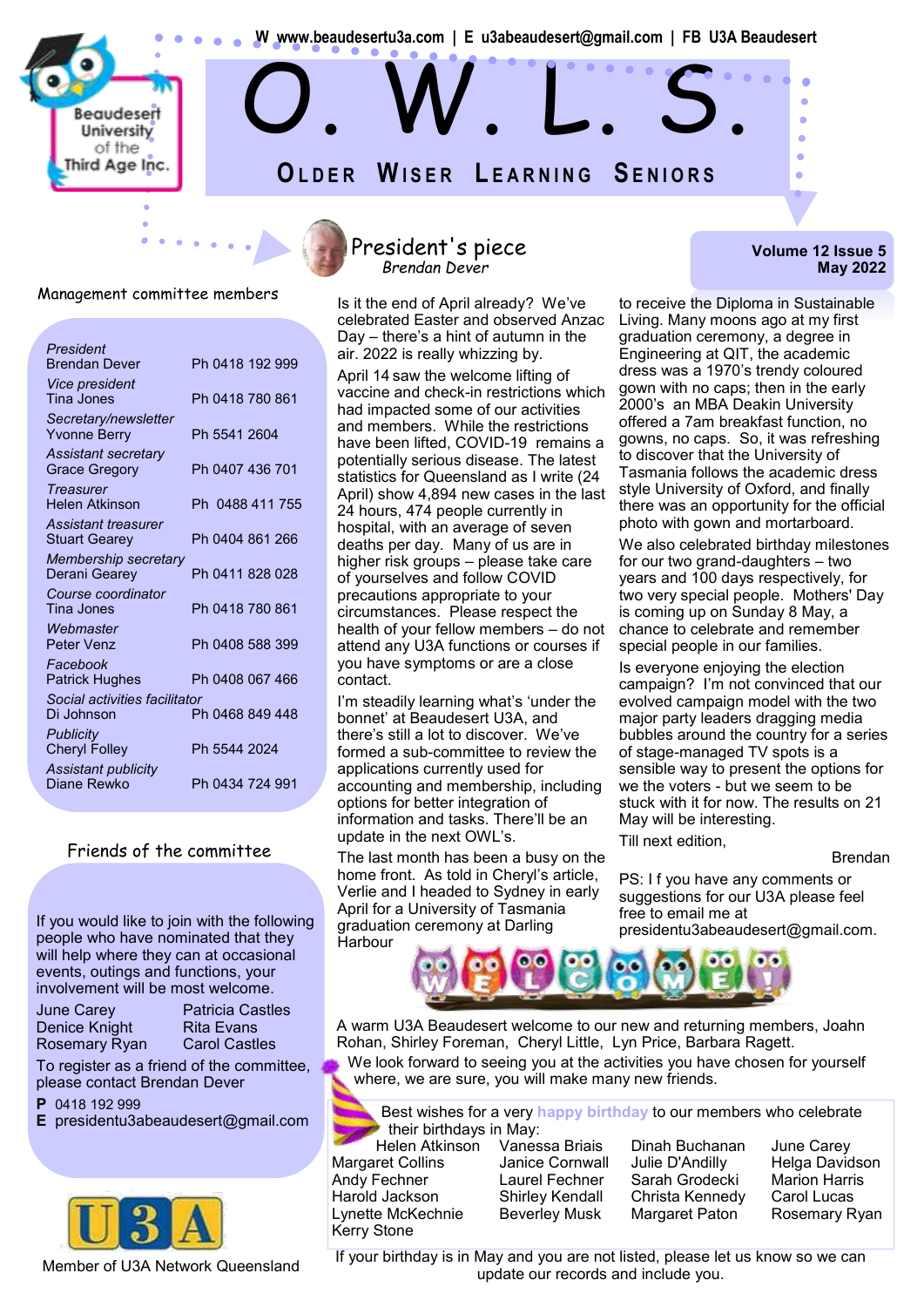W www.beaudesertu3a.com | E u3abeaudesert@gmail.com | FB U3A Beaudesert

Beaudesert University of the Third Age Inc.

# O. W. L. S.

## Older Wiser Learning Seniors

**Volume 12 Issue 5**
**May 2022**

### Management committee members

| | |
|---|---|
| *President* Brendan Dever | Ph 0418 192 999 |
| *Vice president* Tina Jones | Ph 0418 780 861 |
| *Secretary/newsletter* Yvonne Berry | Ph 5541 2604 |
| *Assistant secretary* Grace Gregory | Ph 0407 436 701 |
| *Treasurer* Helen Atkinson | Ph 0488 411 755 |
| *Assistant treasurer* Stuart Gearey | Ph 0404 861 266 |
| *Membership secretary* Derani Gearey | Ph 0411 828 028 |
| *Course coordinator* Tina Jones | Ph 0418 780 861 |
| *Webmaster* Peter Venz | Ph 0408 588 399 |
| *Facebook* Patrick Hughes | Ph 0408 067 466 |
| *Social activities facilitator* Di Johnson | Ph 0468 849 448 |
| *Publicity* Cheryl Folley | Ph 5544 2024 |
| *Assistant publicity* Diane Rewko | Ph 0434 724 991 |

### Friends of the committee

If you would like to join with the following people who have nominated that they will help where they can at occasional events, outings and functions, your involvement will be most welcome.

| | |
|---|---|
| June Carey | Patricia Castles |
| Denice Knight | Rita Evans |
| Rosemary Ryan | Carol Castles |

To register as a friend of the committee, please contact Brendan Dever

**P** 0418 192 999
**E** presidentu3abeaudesert@gmail.com

Member of U3A Network Queensland

## President's piece
*Brendan Dever*

Is it the end of April already? We've celebrated Easter and observed Anzac Day – there's a hint of autumn in the air. 2022 is really whizzing by.

April 14 saw the welcome lifting of vaccine and check-in restrictions which had impacted some of our activities and members. While the restrictions have been lifted, COVID-19 remains a potentially serious disease. The latest statistics for Queensland as I write (24 April) show 4,894 new cases in the last 24 hours, 474 people currently in hospital, with an average of seven deaths per day. Many of us are in higher risk groups – please take care of yourselves and follow COVID precautions appropriate to your circumstances. Please respect the health of your fellow members – do not attend any U3A functions or courses if you have symptoms or are a close contact.

I'm steadily learning what's 'under the bonnet' at Beaudesert U3A, and there's still a lot to discover. We've formed a sub-committee to review the applications currently used for accounting and membership, including options for better integration of information and tasks. There'll be an update in the next OWL's.

The last month has been a busy on the home front. As told in Cheryl's article, Verlie and I headed to Sydney in early April for a University of Tasmania graduation ceremony at Darling Harbour to receive the Diploma in Sustainable Living. Many moons ago at my first graduation ceremony, a degree in Engineering at QIT, the academic dress was a 1970's trendy coloured gown with no caps; then in the early 2000's an MBA Deakin University offered a 7am breakfast function, no gowns, no caps. So, it was refreshing to discover that the University of Tasmania follows the academic dress style University of Oxford, and finally there was an opportunity for the official photo with gown and mortarboard.

We also celebrated birthday milestones for our two grand-daughters – two years and 100 days respectively, for two very special people. Mothers' Day is coming up on Sunday 8 May, a chance to celebrate and remember special people in our families.

Is everyone enjoying the election campaign? I'm not convinced that our evolved campaign model with the two major party leaders dragging media bubbles around the country for a series of stage-managed TV spots is a sensible way to present the options for we the voters - but we seem to be stuck with it for now. The results on 21 May will be interesting.

Till next edition,

Brendan

PS: I f you have any comments or suggestions for our U3A please feel free to email me at presidentu3abeaudesert@gmail.com.

## WELCOME!

A warm U3A Beaudesert welcome to our new and returning members, Joahn Rohan, Shirley Foreman, Cheryl Little, Lyn Price, Barbara Ragett.

We look forward to seeing you at the activities you have chosen for yourself where, we are sure, you will make many new friends.

Best wishes for a very **happy birthday** to our members who celebrate their birthdays in May:

| | | | |
|---|---|---|---|
| Helen Atkinson | Vanessa Briais | Dinah Buchanan | June Carey |
| Margaret Collins | Janice Cornwall | Julie D'Andilly | Helga Davidson |
| Andy Fechner | Laurel Fechner | Sarah Grodecki | Marion Harris |
| Harold Jackson | Shirley Kendall | Christa Kennedy | Carol Lucas |
| Lynette McKechnie | Beverley Musk | Margaret Paton | Rosemary Ryan |
| Kerry Stone | | | |

If your birthday is in May and you are not listed, please let us know so we can update our records and include you.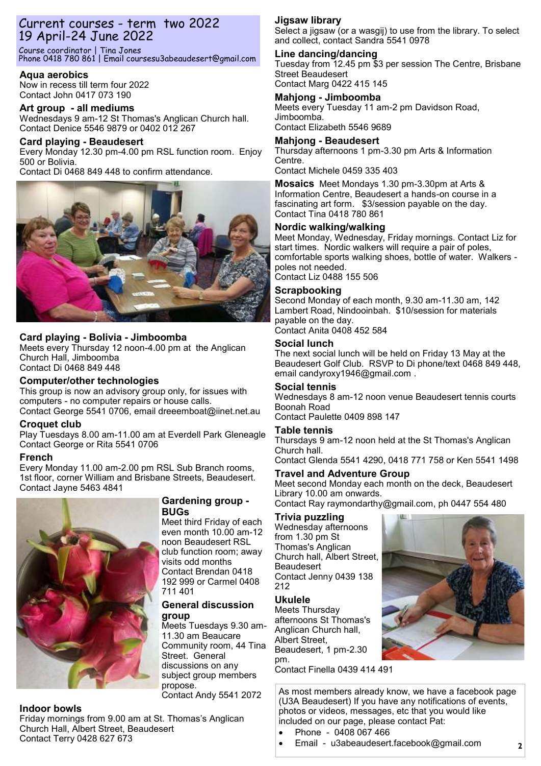# Current courses - term two 2022
## 19 April-24 June 2022

Course coordinator | Tina Jones
Phone 0418 780 861 | Email coursesu3abeaudesert@gmail.com

### Aqua aerobics
Now in recess till term four 2022
Contact John 0417 073 190

### Art group - all mediums
Wednesdays 9 am-12 St Thomas's Anglican Church hall.
Contact Denice 5546 9879 or 0402 012 267

### Card playing - Beaudesert
Every Monday 12.30 pm-4.00 pm RSL function room. Enjoy 500 or Bolivia.
Contact Di 0468 849 448 to confirm attendance.

### Card playing - Bolivia - Jimboomba
Meets every Thursday 12 noon-4.00 pm at the Anglican Church Hall, Jimboomba
Contact Di 0468 849 448

### Computer/other technologies
This group is now an advisory group only, for issues with computers - no computer repairs or house calls.
Contact George 5541 0706, email dreeemboat@iinet.net.au

### Croquet club
Play Tuesdays 8.00 am-11.00 am at Everdell Park Gleneagle
Contact George or Rita 5541 0706

### French
Every Monday 11.00 am-2.00 pm RSL Sub Branch rooms, 1st floor, corner William and Brisbane Streets, Beaudesert.
Contact Jayne 5463 4841

### Gardening group - BUGs
Meet third Friday of each even month 10.00 am-12 noon Beaudesert RSL club function room; away visits odd months
Contact Brendan 0418 192 999 or Carmel 0408 711 401

### General discussion group
Meets Tuesdays 9.30 am-11.30 am Beaucare Community room, 44 Tina Street. General discussions on any subject group members propose.
Contact Andy 5541 2072

### Indoor bowls
Friday mornings from 9.00 am at St. Thomas's Anglican Church Hall, Albert Street, Beaudesert
Contact Terry 0428 627 673

### Jigsaw library
Select a jigsaw (or a wasgij) to use from the library. To select and collect, contact Sandra 5541 0978

### Line dancing/dancing
Tuesday from 12.45 pm $3 per session The Centre, Brisbane Street Beaudesert
Contact Marg 0422 415 145

### Mahjong - Jimboomba
Meets every Tuesday 11 am-2 pm Davidson Road, Jimboomba.
Contact Elizabeth 5546 9689

### Mahjong - Beaudesert
Thursday afternoons 1 pm-3.30 pm Arts & Information Centre.
Contact Michele 0459 335 403

### Mosaics
Meet Mondays 1.30 pm-3.30pm at Arts & Information Centre, Beaudesert a hands-on course in a fascinating art form. $3/session payable on the day.
Contact Tina 0418 780 861

### Nordic walking/walking
Meet Monday, Wednesday, Friday mornings. Contact Liz for start times. Nordic walkers will require a pair of poles, comfortable sports walking shoes, bottle of water. Walkers - poles not needed.
Contact Liz 0488 155 506

### Scrapbooking
Second Monday of each month, 9.30 am-11.30 am, 142 Lambert Road, Nindooinbah. $10/session for materials payable on the day.
Contact Anita 0408 452 584

### Social lunch
The next social lunch will be held on Friday 13 May at the Beaudesert Golf Club. RSVP to Di phone/text 0468 849 448, email candyroxy1946@gmail.com .

### Social tennis
Wednesdays 8 am-12 noon venue Beaudesert tennis courts Boonah Road
Contact Paulette 0409 898 147

### Table tennis
Thursdays 9 am-12 noon held at the St Thomas's Anglican Church hall.
Contact Glenda 5541 4290, 0418 771 758 or Ken 5541 1498

### Travel and Adventure Group
Meet second Monday each month on the deck, Beaudesert Library 10.00 am onwards.
Contact Ray raymondarthy@gmail.com, ph 0447 554 480

### Trivia puzzling
Wednesday afternoons from 1.30 pm St Thomas's Anglican Church hall, Albert Street, Beaudesert
Contact Jenny 0439 138 212

### Ukulele
Meets Thursday afternoons St Thomas's Anglican Church hall, Albert Street, Beaudesert, 1 pm-2.30 pm.
Contact Finella 0439 414 491

As most members already know, we have a facebook page (U3A Beaudesert) If you have any notifications of events, photos or videos, messages, etc that you would like included on our page, please contact Pat:

- Phone - 0408 067 466
- Email - u3abeaudesert.facebook@gmail.com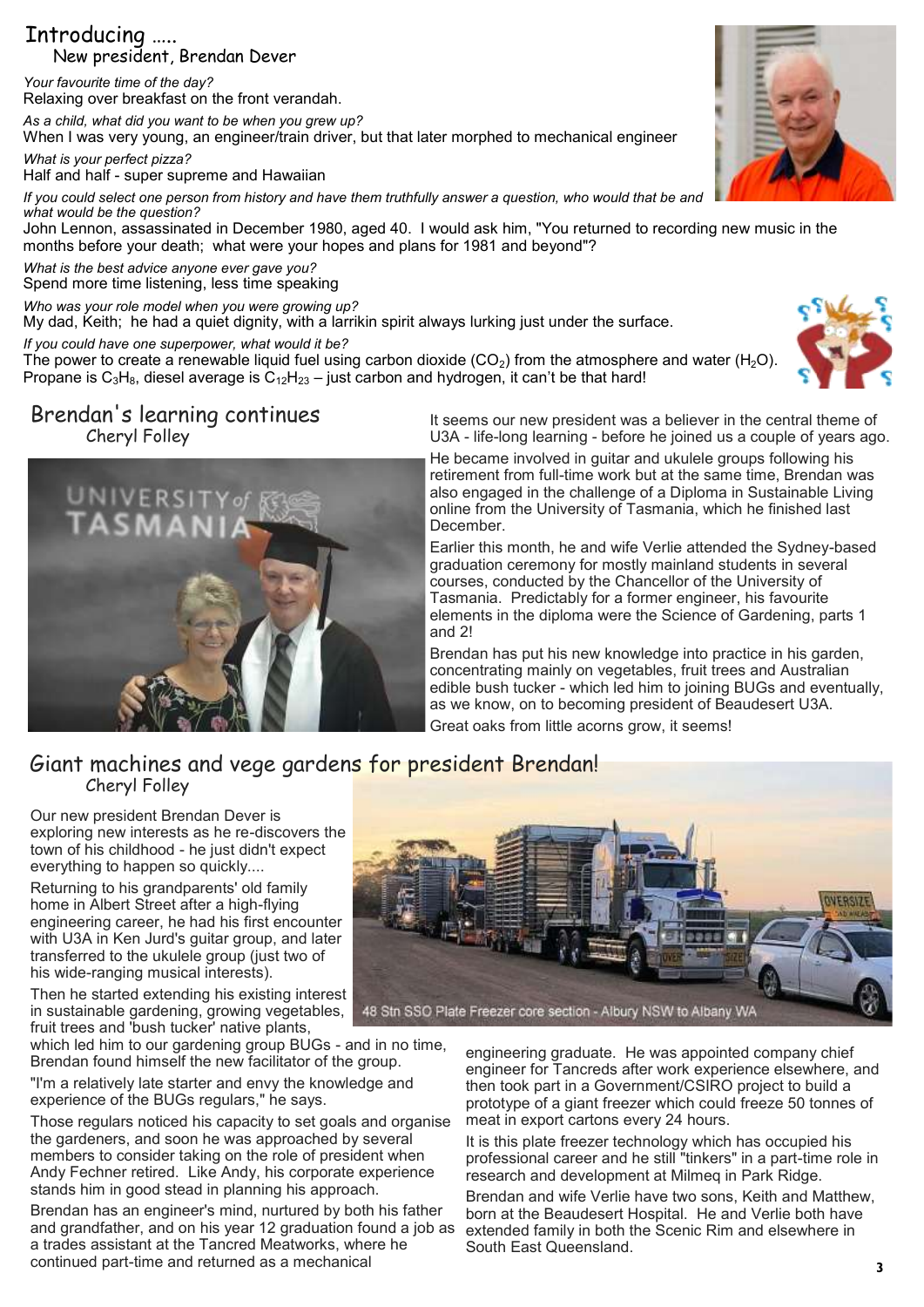## Introducing .....

### New president, Brendan Dever

*Your favourite time of the day?*
Relaxing over breakfast on the front verandah.

*As a child, what did you want to be when you grew up?*
When I was very young, an engineer/train driver, but that later morphed to mechanical engineer

*What is your perfect pizza?*
Half and half - super supreme and Hawaiian

*If you could select one person from history and have them truthfully answer a question, who would that be and what would be the question?*
John Lennon, assassinated in December 1980, aged 40. I would ask him, "You returned to recording new music in the months before your death; what were your hopes and plans for 1981 and beyond"?

*What is the best advice anyone ever gave you?*
Spend more time listening, less time speaking

*Who was your role model when you were growing up?*
My dad, Keith; he had a quiet dignity, with a larrikin spirit always lurking just under the surface.

*If you could have one superpower, what would it be?*
The power to create a renewable liquid fuel using carbon dioxide ($CO_2$) from the atmosphere and water ($H_2O$). Propane is $C_3H_8$, diesel average is $C_{12}H_{23}$ – just carbon and hydrogen, it can't be that hard!

## Brendan's learning continues

### Cheryl Folley

It seems our new president was a believer in the central theme of U3A - life-long learning - before he joined us a couple of years ago.

He became involved in guitar and ukulele groups following his retirement from full-time work but at the same time, Brendan was also engaged in the challenge of a Diploma in Sustainable Living online from the University of Tasmania, which he finished last December.

Earlier this month, he and wife Verlie attended the Sydney-based graduation ceremony for mostly mainland students in several courses, conducted by the Chancellor of the University of Tasmania. Predictably for a former engineer, his favourite elements in the diploma were the Science of Gardening, parts 1 and 2!

Brendan has put his new knowledge into practice in his garden, concentrating mainly on vegetables, fruit trees and Australian edible bush tucker - which led him to joining BUGs and eventually, as we know, on to becoming president of Beaudesert U3A.

Great oaks from little acorns grow, it seems!

## Giant machines and vege gardens for president Brendan!

### Cheryl Folley

Our new president Brendan Dever is exploring new interests as he re-discovers the town of his childhood - he just didn't expect everything to happen so quickly....

Returning to his grandparents' old family home in Albert Street after a high-flying engineering career, he had his first encounter with U3A in Ken Jurd's guitar group, and later transferred to the ukulele group (just two of his wide-ranging musical interests).

Then he started extending his existing interest in sustainable gardening, growing vegetables, fruit trees and 'bush tucker' native plants, which led him to our gardening group BUGs - and in no time, Brendan found himself the new facilitator of the group.

"I'm a relatively late starter and envy the knowledge and experience of the BUGs regulars," he says.

Those regulars noticed his capacity to set goals and organise the gardeners, and soon he was approached by several members to consider taking on the role of president when Andy Fechner retired. Like Andy, his corporate experience stands him in good stead in planning his approach.

Brendan has an engineer's mind, nurtured by both his father and grandfather, and on his year 12 graduation found a job as a trades assistant at the Tancred Meatworks, where he continued part-time and returned as a mechanical engineering graduate. He was appointed company chief engineer for Tancreds after work experience elsewhere, and then took part in a Government/CSIRO project to build a prototype of a giant freezer which could freeze 50 tonnes of meat in export cartons every 24 hours.

48 Stn SSO Plate Freezer core section - Albury NSW to Albany WA

It is this plate freezer technology which has occupied his professional career and he still "tinkers" in a part-time role in research and development at Milmeq in Park Ridge.

Brendan and wife Verlie have two sons, Keith and Matthew, born at the Beaudesert Hospital. He and Verlie both have extended family in both the Scenic Rim and elsewhere in South East Queensland.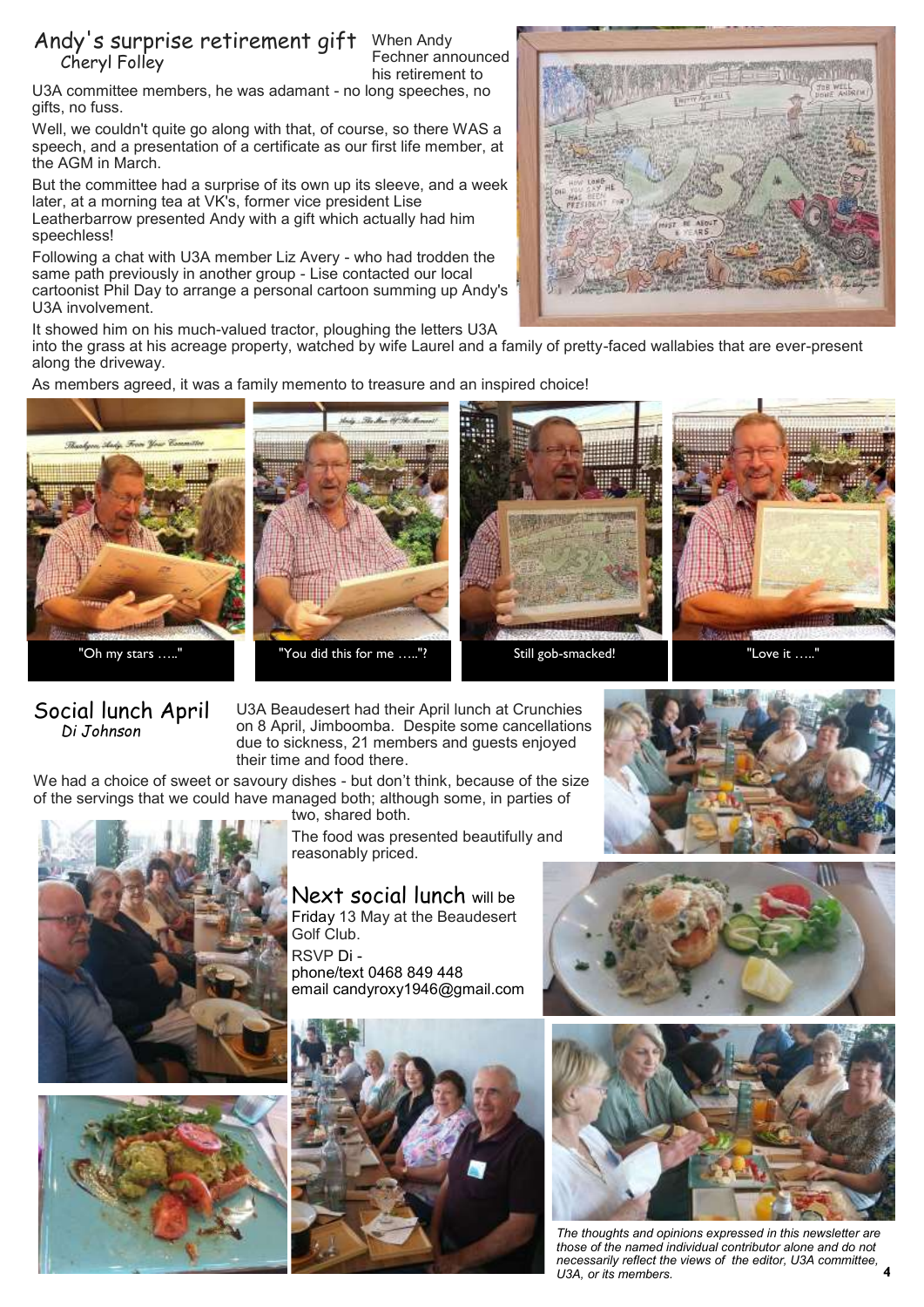## Andy's surprise retirement gift

Cheryl Folley

When Andy Fechner announced his retirement to U3A committee members, he was adamant - no long speeches, no gifts, no fuss.

Well, we couldn't quite go along with that, of course, so there WAS a speech, and a presentation of a certificate as our first life member, at the AGM in March.

But the committee had a surprise of its own up its sleeve, and a week later, at a morning tea at VK's, former vice president Lise Leatherbarrow presented Andy with a gift which actually had him speechless!

Following a chat with U3A member Liz Avery - who had trodden the same path previously in another group - Lise contacted our local cartoonist Phil Day to arrange a personal cartoon summing up Andy's U3A involvement.

It showed him on his much-valued tractor, ploughing the letters U3A into the grass at his acreage property, watched by wife Laurel and a family of pretty-faced wallabies that are ever-present along the driveway.

As members agreed, it was a family memento to treasure and an inspired choice!

"Oh my stars ….."

"You did this for me …..?"

Still gob-smacked!

"Love it ….."

## Social lunch April

*Di Johnson*

U3A Beaudesert had their April lunch at Crunchies on 8 April, Jimboomba. Despite some cancellations due to sickness, 21 members and guests enjoyed their time and food there.

We had a choice of sweet or savoury dishes - but don't think, because of the size of the servings that we could have managed both; although some, in parties of two, shared both.

The food was presented beautifully and reasonably priced.

## Next social lunch will be

Friday 13 May at the Beaudesert Golf Club.

RSVP Di -
phone/text 0468 849 448
email candyroxy1946@gmail.com

*The thoughts and opinions expressed in this newsletter are those of the named individual contributor alone and do not necessarily reflect the views of the editor, U3A committee, U3A, or its members.*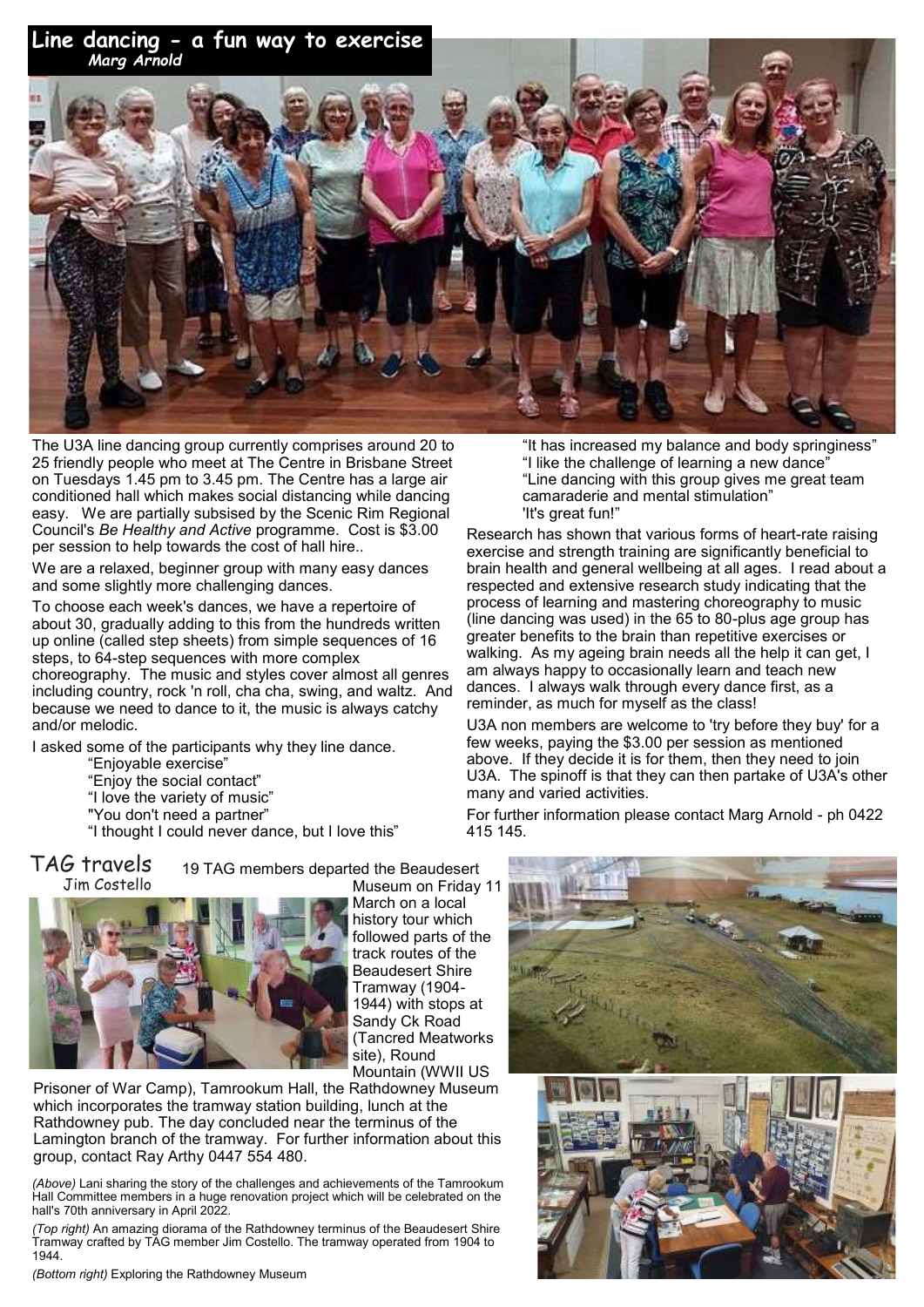## Line dancing - a fun way to exercise

*Marg Arnold*

The U3A line dancing group currently comprises around 20 to 25 friendly people who meet at The Centre in Brisbane Street on Tuesdays 1.45 pm to 3.45 pm. The Centre has a large air conditioned hall which makes social distancing while dancing easy. We are partially subsised by the Scenic Rim Regional Council's *Be Healthy and Active* programme. Cost is $3.00 per session to help towards the cost of hall hire..

We are a relaxed, beginner group with many easy dances and some slightly more challenging dances.

To choose each week's dances, we have a repertoire of about 30, gradually adding to this from the hundreds written up online (called step sheets) from simple sequences of 16 steps, to 64-step sequences with more complex choreography. The music and styles cover almost all genres including country, rock 'n roll, cha cha, swing, and waltz. And because we need to dance to it, the music is always catchy and/or melodic.

I asked some of the participants why they line dance.

"Enjoyable exercise"
"Enjoy the social contact"
"I love the variety of music"
"You don't need a partner"
"I thought I could never dance, but I love this"
"It has increased my balance and body springiness"
"I like the challenge of learning a new dance"
"Line dancing with this group gives me great team camaraderie and mental stimulation"
'It's great fun!"

Research has shown that various forms of heart-rate raising exercise and strength training are significantly beneficial to brain health and general wellbeing at all ages. I read about a respected and extensive research study indicating that the process of learning and mastering choreography to music (line dancing was used) in the 65 to 80-plus age group has greater benefits to the brain than repetitive exercises or walking. As my ageing brain needs all the help it can get, I am always happy to occasionally learn and teach new dances. I always walk through every dance first, as a reminder, as much for myself as the class!

U3A non members are welcome to 'try before they buy' for a few weeks, paying the $3.00 per session as mentioned above. If they decide it is for them, then they need to join U3A. The spinoff is that they can then partake of U3A's other many and varied activities.

For further information please contact Marg Arnold - ph 0422 415 145.

## TAG travels

Jim Costello

19 TAG members departed the Beaudesert Museum on Friday 11 March on a local history tour which followed parts of the track routes of the Beaudesert Shire Tramway (1904-1944) with stops at Sandy Ck Road (Tancred Meatworks site), Round Mountain (WWII US Prisoner of War Camp), Tamrookum Hall, the Rathdowney Museum which incorporates the tramway station building, lunch at the Rathdowney pub. The day concluded near the terminus of the Lamington branch of the tramway. For further information about this group, contact Ray Arthy 0447 554 480.

*(Above)* Lani sharing the story of the challenges and achievements of the Tamrookum Hall Committee members in a huge renovation project which will be celebrated on the hall's 70th anniversary in April 2022.

*(Top right)* An amazing diorama of the Rathdowney terminus of the Beaudesert Shire Tramway crafted by TAG member Jim Costello. The tramway operated from 1904 to 1944.

*(Bottom right)* Exploring the Rathdowney Museum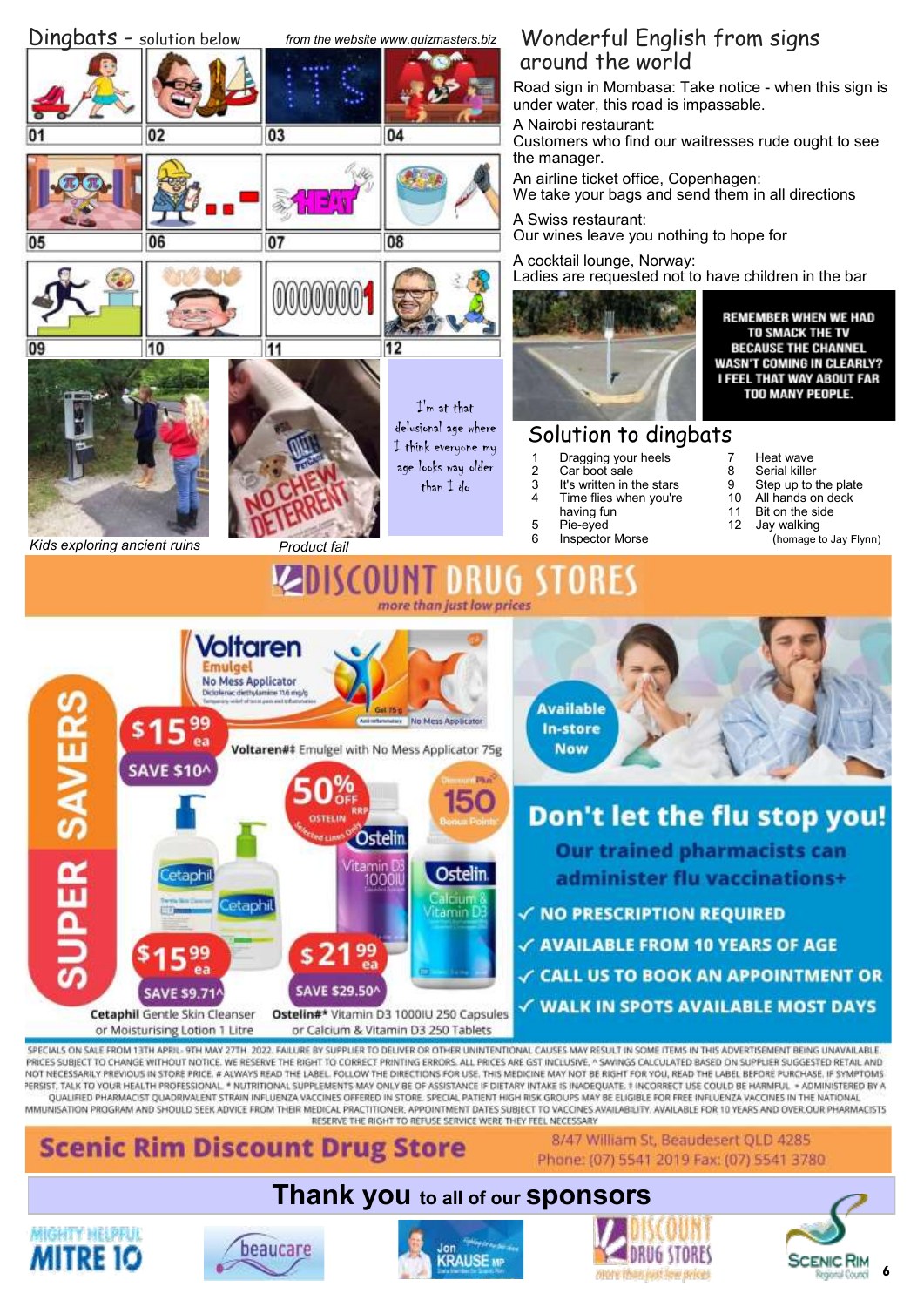## Dingbats - solution below

*from the website www.quizmasters.biz*

01 02 03 04

05 06 07 08

09 10 11 12

*Kids exploring ancient ruins*

*Product fail*

I'm at that delusional age where I think everyone my age looks way older than I do

## Wonderful English from signs around the world

Road sign in Mombasa: Take notice - when this sign is under water, this road is impassable.

A Nairobi restaurant:
Customers who find our waitresses rude ought to see the manager.

An airline ticket office, Copenhagen:
We take your bags and send them in all directions

A Swiss restaurant:
Our wines leave you nothing to hope for

A cocktail lounge, Norway:
Ladies are requested not to have children in the bar

REMEMBER WHEN WE HAD TO SMACK THE TV BECAUSE THE CHANNEL WASN'T COMING IN CLEARLY? I FEEL THAT WAY ABOUT FAR TOO MANY PEOPLE.

## Solution to dingbats

1. Dragging your heels
2. Car boot sale
3. It's written in the stars
4. Time flies when you're having fun
5. Pie-eyed
6. Inspector Morse
7. Heat wave
8. Serial killer
9. Step up to the plate
10. All hands on deck
11. Bit on the side
12. Jay walking (homage to Jay Flynn)

# DISCOUNT DRUG STORES

*more than just low prices*

**SUPER SAVERS**

Voltaren Emulgel No Mess Applicator

$15.99 ea — SAVE $10^

Voltaren#‡ Emulgel with No Mess Applicator 75g

$15.99 ea — SAVE $9.71^

Cetaphil Gentle Skin Cleanser or Moisturising Lotion 1 Litre

50% OFF RRP — OSTELIN Selected Lines Only — Discount Plus 150 Bonus Points

$21.99 ea — SAVE $29.50^

Ostelin#* Vitamin D3 1000IU 250 Capsules or Calcium & Vitamin D3 250 Tablets

Available In-store Now

## Don't let the flu stop you!

**Our trained pharmacists can administer flu vaccinations+**

- ✓ NO PRESCRIPTION REQUIRED
- ✓ AVAILABLE FROM 10 YEARS OF AGE
- ✓ CALL US TO BOOK AN APPOINTMENT OR
- ✓ WALK IN SPOTS AVAILABLE MOST DAYS

SPECIALS ON SALE FROM 13TH APRIL- 9TH MAY 27TH 2022. FAILURE BY SUPPLIER TO DELIVER OR OTHER UNINTENTIONAL CAUSES MAY RESULT IN SOME ITEMS IN THIS ADVERTISEMENT BEING UNAVAILABLE. PRICES SUBJECT TO CHANGE WITHOUT NOTICE. WE RESERVE THE RIGHT TO CORRECT PRINTING ERRORS. ALL PRICES ARE GST INCLUSIVE. ^ SAVINGS CALCULATED BASED ON SUPPLIER SUGGESTED RETAIL AND NOT NECESSARILY PREVIOUS IN STORE PRICE. # ALWAYS READ THE LABEL. FOLLOW THE DIRECTIONS FOR USE. THIS MEDICINE MAY NOT BE RIGHT FOR YOU, READ THE LABEL BEFORE PURCHASE. IF SYMPTOMS PERSIST, TALK TO YOUR HEALTH PROFESSIONAL. * NUTRITIONAL SUPPLEMENTS MAY ONLY BE OF ASSISTANCE IF DIETARY INTAKE IS INADEQUATE. ‡ INCORRECT USE COULD BE HARMFUL. + ADMINISTERED BY A QUALIFIED PHARMACIST QUADRIVALENT STRAIN INFLUENZA VACCINES OFFERED IN STORE. SPECIAL PATIENT HIGH RISK GROUPS MAY BE ELIGIBLE FOR FREE INFLUENZA VACCINES IN THE NATIONAL IMMUNISATION PROGRAM AND SHOULD SEEK ADVICE FROM THEIR MEDICAL PRACTITIONER. APPOINTMENT DATES SUBJECT TO VACCINES AVAILABILITY. AVAILABLE FOR 10 YEARS AND OVER.OUR PHARMACISTS RESERVE THE RIGHT TO REFUSE SERVICE WERE THEY FEEL NECESSARY

**Scenic Rim Discount Drug Store**

8/47 William St, Beaudesert QLD 4285
Phone: (07) 5541 2019 Fax: (07) 5541 3780

## Thank you to all of our sponsors

MIGHTY HELPFUL MITRE 10 — beaucare — Jon KRAUSE MP — DISCOUNT DRUG STORES more than just low prices — SCENIC RIM Regional Council